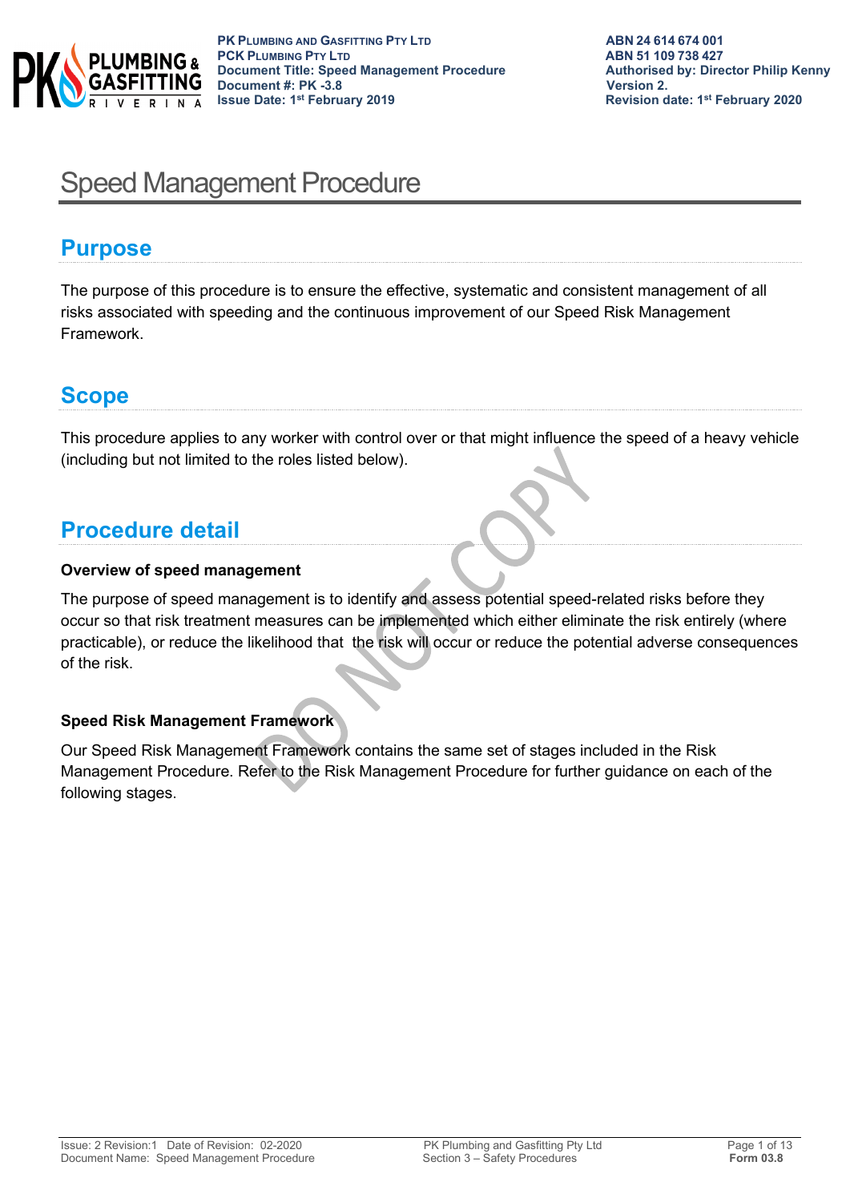# Speed Management Procedure

## Purpose

The purpose of this procedure is to ensure the effective, systematic and consistent management of all risks associated with speeding and the continuous improvement of our Speed Risk Management Framework.

## Scope

This procedure applies to any worker with control over or that might influence the speed of a heavy vehicle (including but not limited to the roles listed below).

## Procedure detail

### Overview of speed management

The purpose of speed management is to identify and assess potential speed-related risks before they occur so that risk treatment measures can be implemented which either eliminate the risk entirely (where practicable), or reduce the likelihood that the risk will occur or reduce the potential adverse consequences of the risk.

### Speed Risk Management Framework

Our Speed Risk Management Framework contains the same set of stages included in the Risk Management Procedure. Refer to the Risk Management Procedure for further guidance on each of the following stages.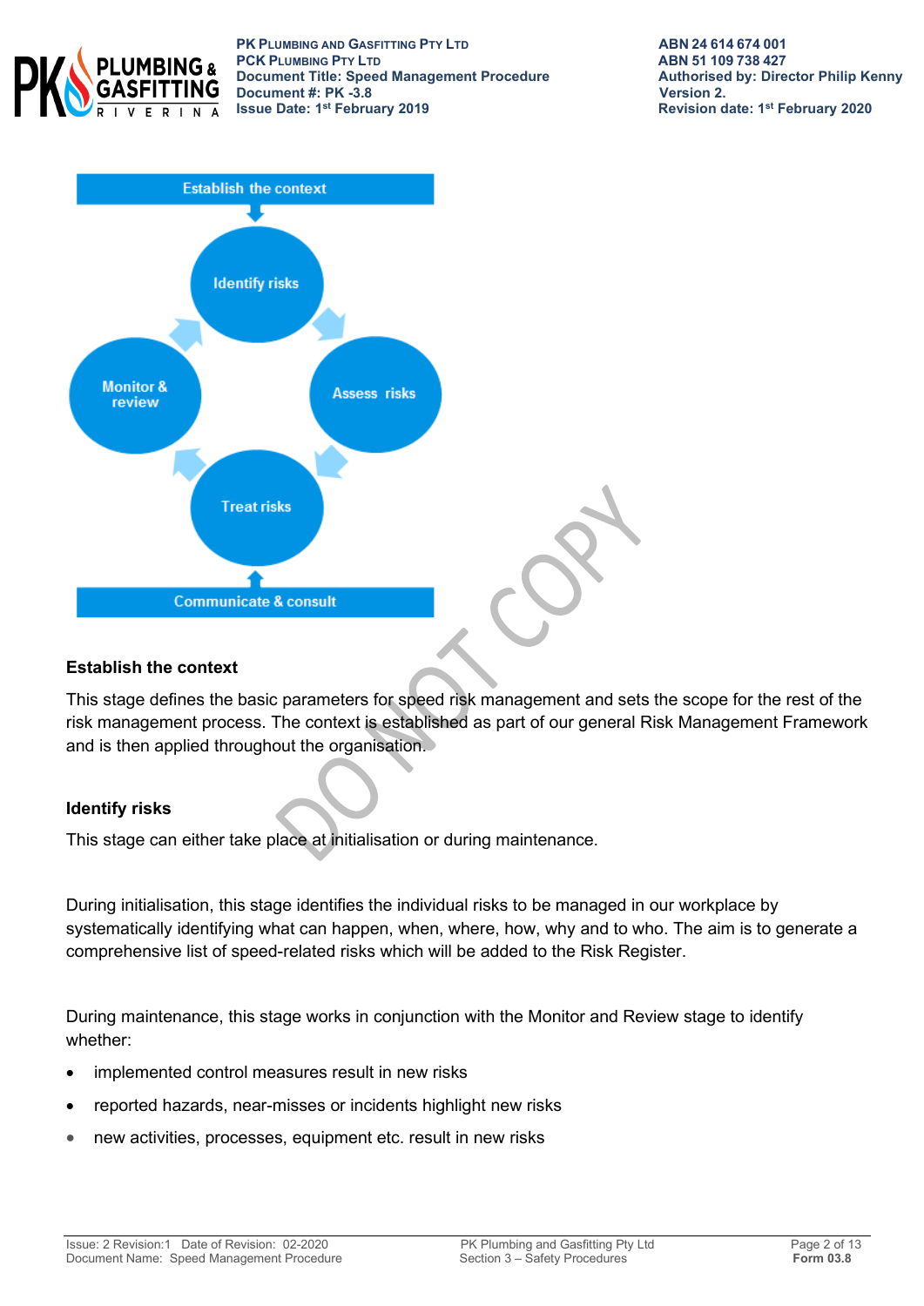Establish the context

Identify risks

Assess risks

Treat risks

Monitor & review

Communicate & consult

### Establish the context

This stage defines the basic parameters for speed risk management and sets the scope for the rest of the risk management process. The context is established as part of our general Risk Management Framework and is then applied throughout the organisation.

### Identify risks

This stage can either take place at initialisation or during maintenance.

During initialisation, this stage identifies the individual risks to be managed in our workplace by systematically identifying what can happen, when, where, how, why and to who. The aim is to generate a comprehensive list of speed-related risks which will be added to the Risk Register.

During maintenance, this stage works in conjunction with the Monitor and Review stage to identify whether:

- implemented control measures result in new risks
- reported hazards, near-misses or incidents highlight new risks
- new activities, processes, equipment etc. result in new risks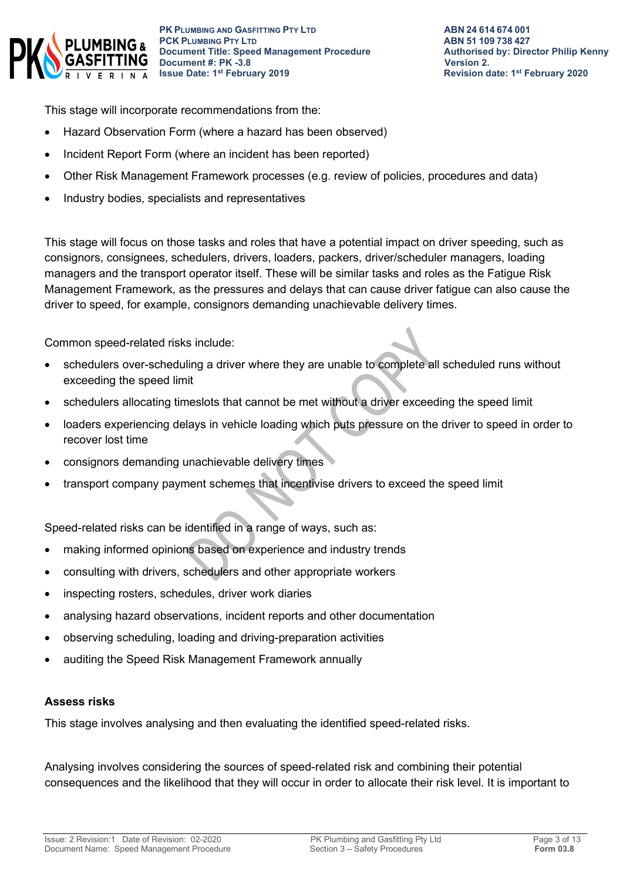This stage will incorporate recommendations from the:

- Hazard Observation Form (where a hazard has been observed)
- Incident Report Form (where an incident has been reported)
- Other Risk Management Framework processes (e.g. review of policies, procedures and data)
- Industry bodies, specialists and representatives

This stage will focus on those tasks and roles that have a potential impact on driver speeding, such as consignors, consignees, schedulers, drivers, loaders, packers, driver/scheduler managers, loading managers and the transport operator itself. These will be similar tasks and roles as the Fatigue Risk Management Framework, as the pressures and delays that can cause driver fatigue can also cause the driver to speed, for example, consignors demanding unachievable delivery times.

Common speed-related risks include:

- schedulers over-scheduling a driver where they are unable to complete all scheduled runs without exceeding the speed limit
- schedulers allocating timeslots that cannot be met without a driver exceeding the speed limit
- loaders experiencing delays in vehicle loading which puts pressure on the driver to speed in order to recover lost time
- consignors demanding unachievable delivery times
- transport company payment schemes that incentivise drivers to exceed the speed limit

Speed-related risks can be identified in a range of ways, such as:

- making informed opinions based on experience and industry trends
- consulting with drivers, schedulers and other appropriate workers
- inspecting rosters, schedules, driver work diaries
- analysing hazard observations, incident reports and other documentation
- observing scheduling, loading and driving-preparation activities
- auditing the Speed Risk Management Framework annually

**Assess risks**

This stage involves analysing and then evaluating the identified speed-related risks.

Analysing involves considering the sources of speed-related risk and combining their potential consequences and the likelihood that they will occur in order to allocate their risk level. It is important to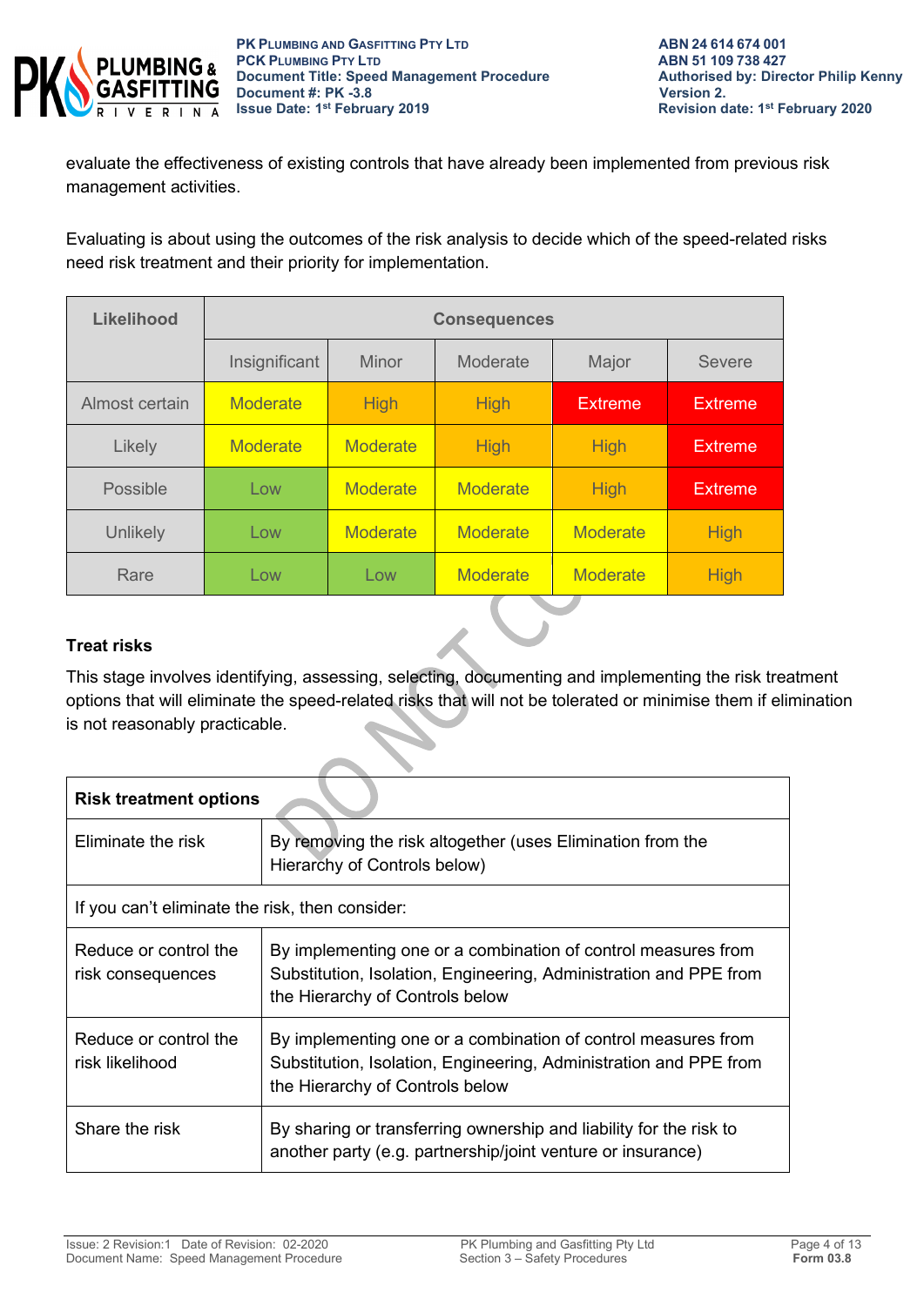evaluate the effectiveness of existing controls that have already been implemented from previous risk management activities.

Evaluating is about using the outcomes of the risk analysis to decide which of the speed-related risks need risk treatment and their priority for implementation.

| Likelihood | Consequences | | | | |
|---|---|---|---|---|---|
| | Insignificant | Minor | Moderate | Major | Severe |
| Almost certain | Moderate | High | High | Extreme | Extreme |
| Likely | Moderate | Moderate | High | High | Extreme |
| Possible | Low | Moderate | Moderate | High | Extreme |
| Unlikely | Low | Moderate | Moderate | Moderate | High |
| Rare | Low | Low | Moderate | Moderate | High |

**Treat risks**

This stage involves identifying, assessing, selecting, documenting and implementing the risk treatment options that will eliminate the speed-related risks that will not be tolerated or minimise them if elimination is not reasonably practicable.

| **Risk treatment options** | |
|---|---|
| Eliminate the risk | By removing the risk altogether (uses Elimination from the Hierarchy of Controls below) |
| If you can't eliminate the risk, then consider: | |
| Reduce or control the risk consequences | By implementing one or a combination of control measures from Substitution, Isolation, Engineering, Administration and PPE from the Hierarchy of Controls below |
| Reduce or control the risk likelihood | By implementing one or a combination of control measures from Substitution, Isolation, Engineering, Administration and PPE from the Hierarchy of Controls below |
| Share the risk | By sharing or transferring ownership and liability for the risk to another party (e.g. partnership/joint venture or insurance) |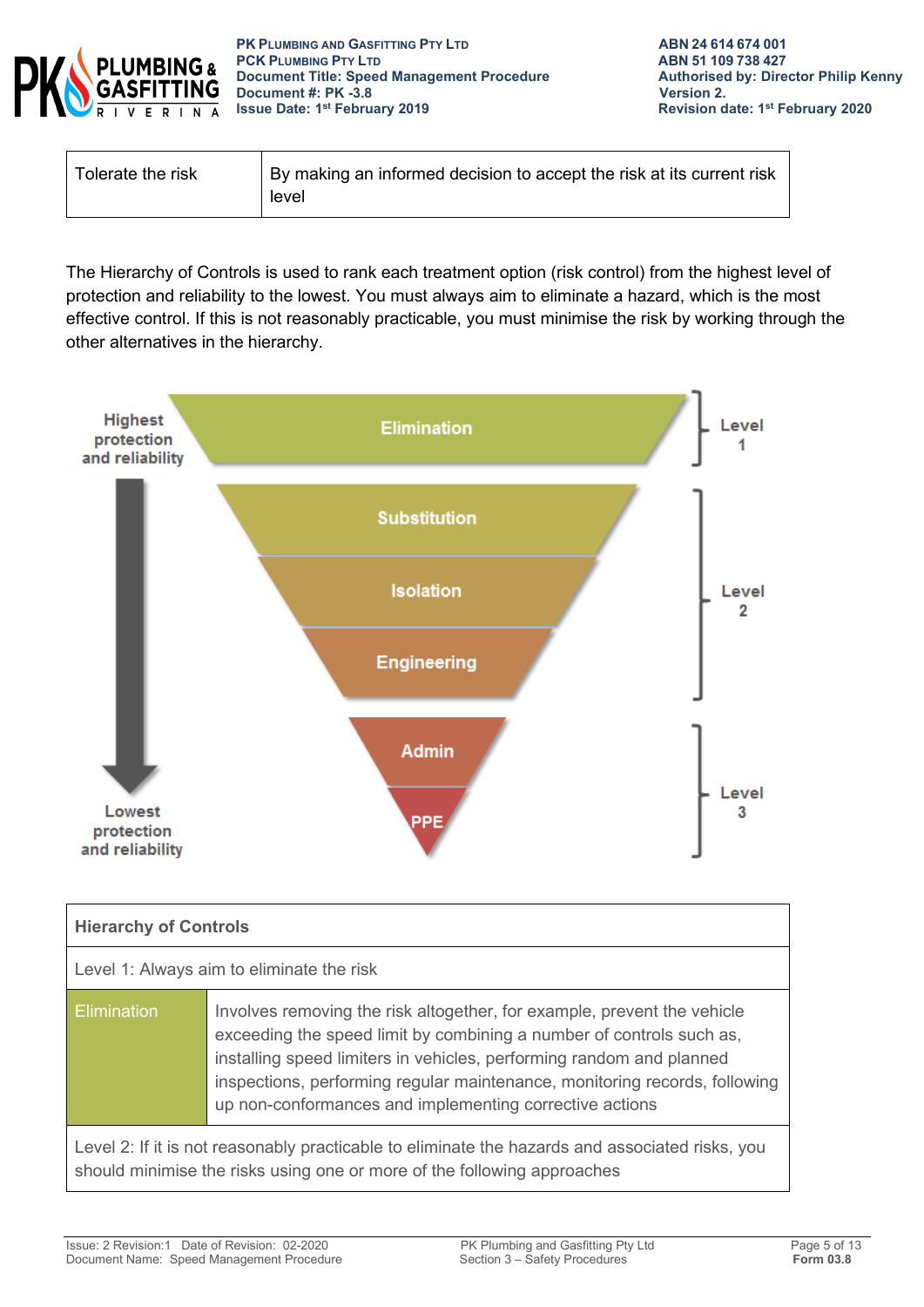| Tolerate the risk | By making an informed decision to accept the risk at its current risk level |
|---|---|

The Hierarchy of Controls is used to rank each treatment option (risk control) from the highest level of protection and reliability to the lowest. You must always aim to eliminate a hazard, which is the most effective control. If this is not reasonably practicable, you must minimise the risk by working through the other alternatives in the hierarchy.

Highest protection and reliability

Elimination — Level 1

Substitution
Isolation
Engineering — Level 2

Admin
PPE — Level 3

Lowest protection and reliability

| Hierarchy of Controls | |
|---|---|
| Level 1: Always aim to eliminate the risk | |
| Elimination | Involves removing the risk altogether, for example, prevent the vehicle exceeding the speed limit by combining a number of controls such as, installing speed limiters in vehicles, performing random and planned inspections, performing regular maintenance, monitoring records, following up non-conformances and implementing corrective actions |
| Level 2: If it is not reasonably practicable to eliminate the hazards and associated risks, you should minimise the risks using one or more of the following approaches | |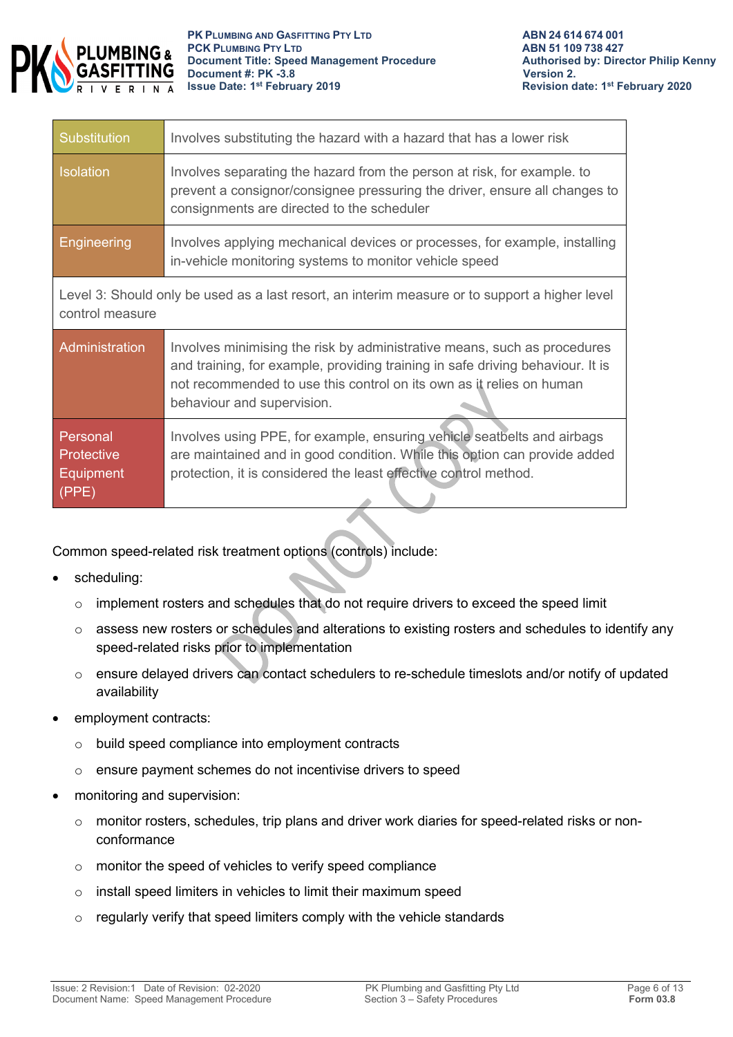| Substitution | Involves substituting the hazard with a hazard that has a lower risk |
| --- | --- |
| Isolation | Involves separating the hazard from the person at risk, for example. to prevent a consignor/consignee pressuring the driver, ensure all changes to consignments are directed to the scheduler |
| Engineering | Involves applying mechanical devices or processes, for example, installing in-vehicle monitoring systems to monitor vehicle speed |
| Level 3: Should only be used as a last resort, an interim measure or to support a higher level control measure | |
| Administration | Involves minimising the risk by administrative means, such as procedures and training, for example, providing training in safe driving behaviour. It is not recommended to use this control on its own as it relies on human behaviour and supervision. |
| Personal Protective Equipment (PPE) | Involves using PPE, for example, ensuring vehicle seatbelts and airbags are maintained and in good condition. While this option can provide added protection, it is considered the least effective control method. |

Common speed-related risk treatment options (controls) include:

- scheduling:
  - implement rosters and schedules that do not require drivers to exceed the speed limit
  - assess new rosters or schedules and alterations to existing rosters and schedules to identify any speed-related risks prior to implementation
  - ensure delayed drivers can contact schedulers to re-schedule timeslots and/or notify of updated availability
- employment contracts:
  - build speed compliance into employment contracts
  - ensure payment schemes do not incentivise drivers to speed
- monitoring and supervision:
  - monitor rosters, schedules, trip plans and driver work diaries for speed-related risks or non-conformance
  - monitor the speed of vehicles to verify speed compliance
  - install speed limiters in vehicles to limit their maximum speed
  - regularly verify that speed limiters comply with the vehicle standards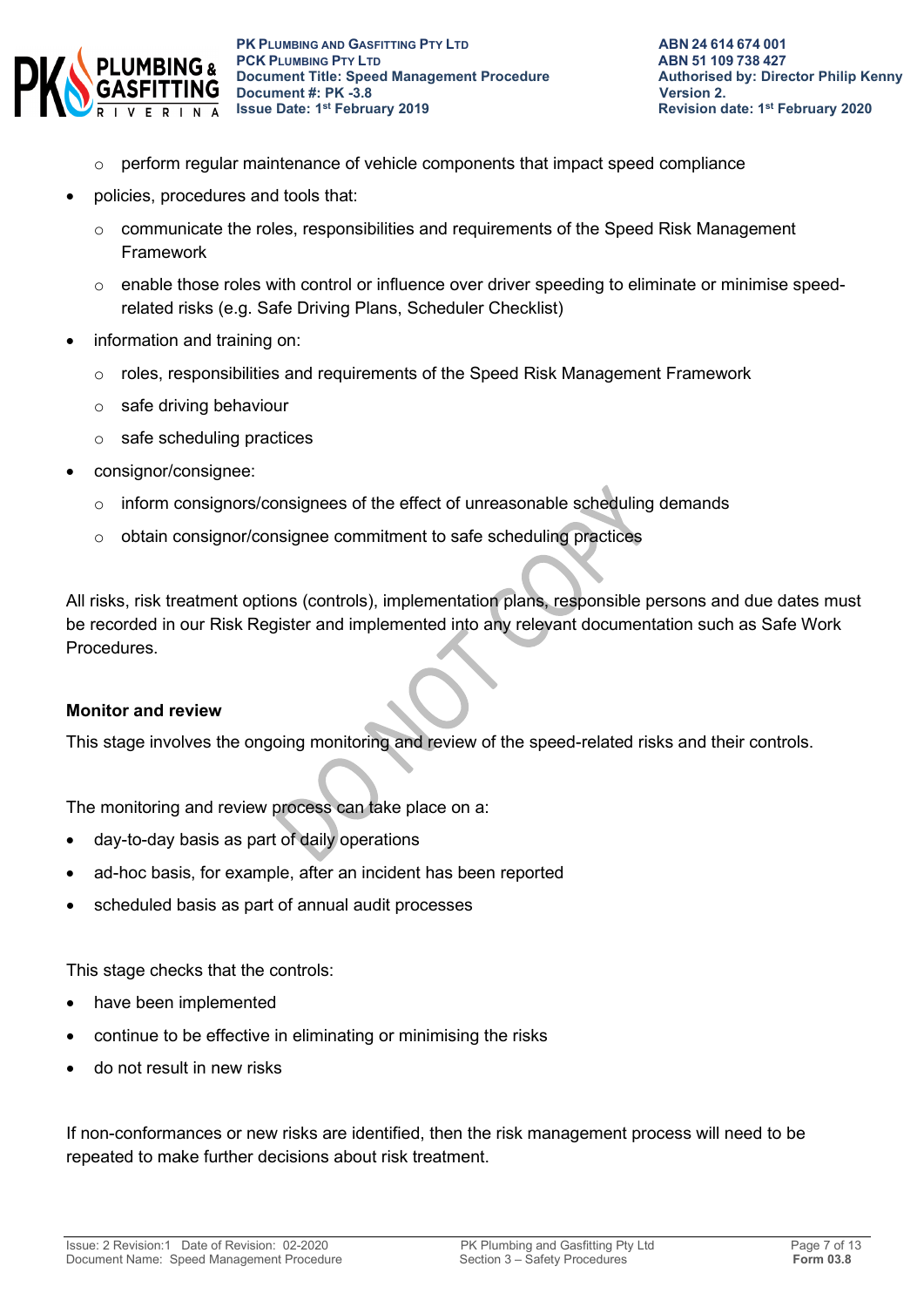- perform regular maintenance of vehicle components that impact speed compliance
- policies, procedures and tools that:
  - communicate the roles, responsibilities and requirements of the Speed Risk Management Framework
  - enable those roles with control or influence over driver speeding to eliminate or minimise speed-related risks (e.g. Safe Driving Plans, Scheduler Checklist)
- information and training on:
  - roles, responsibilities and requirements of the Speed Risk Management Framework
  - safe driving behaviour
  - safe scheduling practices
- consignor/consignee:
  - inform consignors/consignees of the effect of unreasonable scheduling demands
  - obtain consignor/consignee commitment to safe scheduling practices

All risks, risk treatment options (controls), implementation plans, responsible persons and due dates must be recorded in our Risk Register and implemented into any relevant documentation such as Safe Work Procedures.

**Monitor and review**

This stage involves the ongoing monitoring and review of the speed-related risks and their controls.

The monitoring and review process can take place on a:

- day-to-day basis as part of daily operations
- ad-hoc basis, for example, after an incident has been reported
- scheduled basis as part of annual audit processes

This stage checks that the controls:

- have been implemented
- continue to be effective in eliminating or minimising the risks
- do not result in new risks

If non-conformances or new risks are identified, then the risk management process will need to be repeated to make further decisions about risk treatment.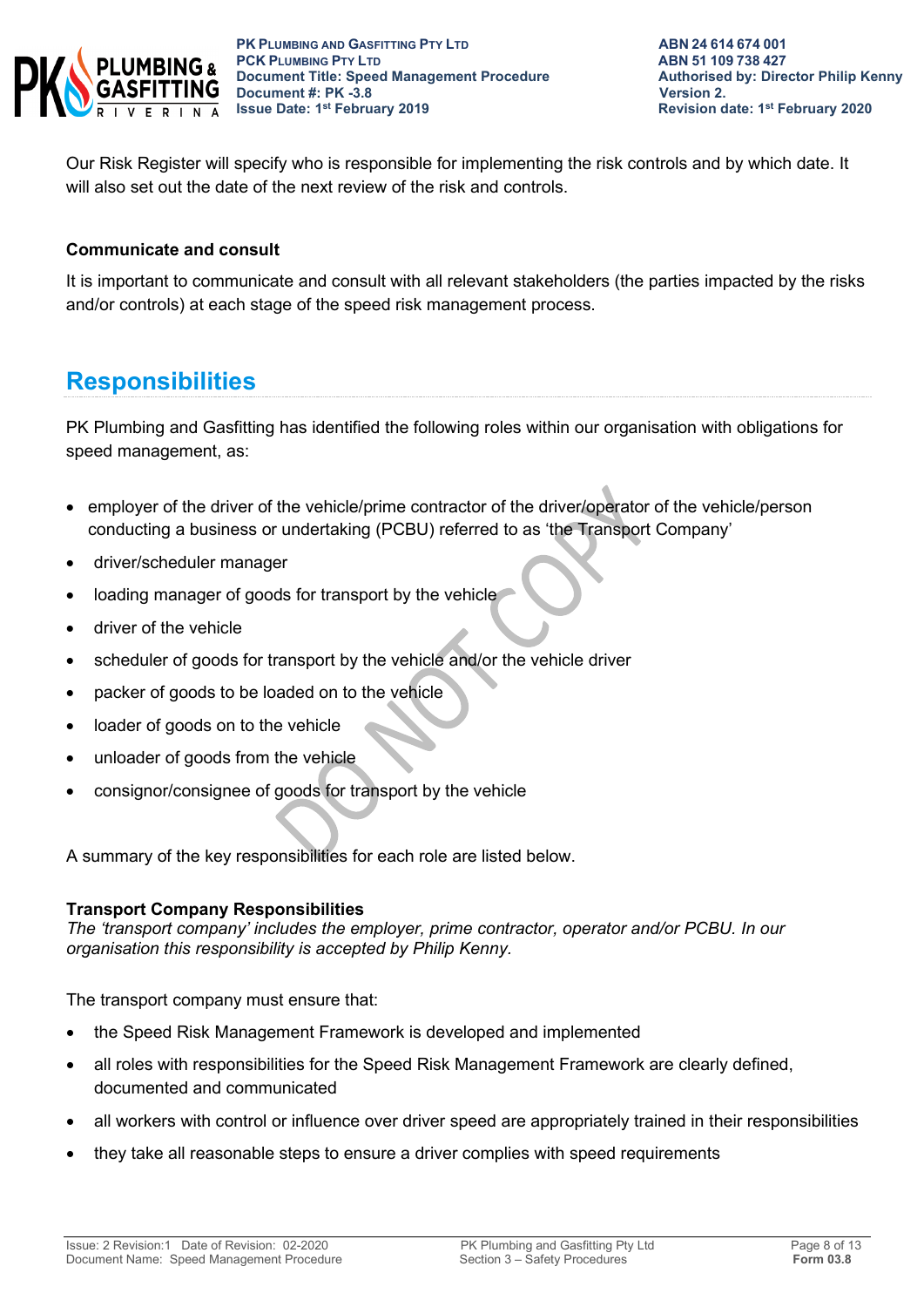Our Risk Register will specify who is responsible for implementing the risk controls and by which date. It will also set out the date of the next review of the risk and controls.

**Communicate and consult**

It is important to communicate and consult with all relevant stakeholders (the parties impacted by the risks and/or controls) at each stage of the speed risk management process.

## Responsibilities

PK Plumbing and Gasfitting has identified the following roles within our organisation with obligations for speed management, as:

- employer of the driver of the vehicle/prime contractor of the driver/operator of the vehicle/person conducting a business or undertaking (PCBU) referred to as 'the Transport Company'
- driver/scheduler manager
- loading manager of goods for transport by the vehicle
- driver of the vehicle
- scheduler of goods for transport by the vehicle and/or the vehicle driver
- packer of goods to be loaded on to the vehicle
- loader of goods on to the vehicle
- unloader of goods from the vehicle
- consignor/consignee of goods for transport by the vehicle

A summary of the key responsibilities for each role are listed below.

**Transport Company Responsibilities**
*The 'transport company' includes the employer, prime contractor, operator and/or PCBU. In our organisation this responsibility is accepted by Philip Kenny.*

The transport company must ensure that:

- the Speed Risk Management Framework is developed and implemented
- all roles with responsibilities for the Speed Risk Management Framework are clearly defined, documented and communicated
- all workers with control or influence over driver speed are appropriately trained in their responsibilities
- they take all reasonable steps to ensure a driver complies with speed requirements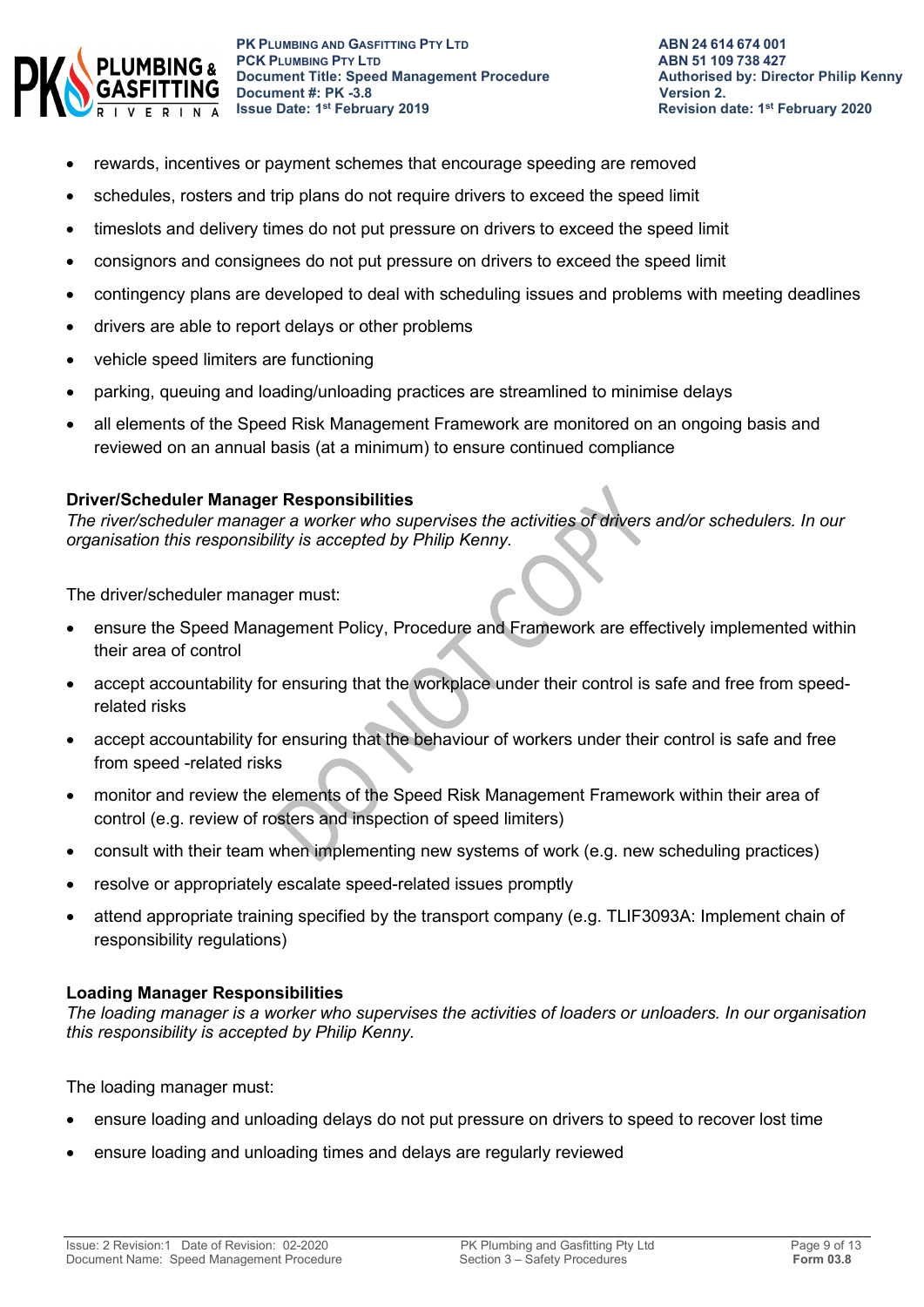- rewards, incentives or payment schemes that encourage speeding are removed
- schedules, rosters and trip plans do not require drivers to exceed the speed limit
- timeslots and delivery times do not put pressure on drivers to exceed the speed limit
- consignors and consignees do not put pressure on drivers to exceed the speed limit
- contingency plans are developed to deal with scheduling issues and problems with meeting deadlines
- drivers are able to report delays or other problems
- vehicle speed limiters are functioning
- parking, queuing and loading/unloading practices are streamlined to minimise delays
- all elements of the Speed Risk Management Framework are monitored on an ongoing basis and reviewed on an annual basis (at a minimum) to ensure continued compliance

**Driver/Scheduler Manager Responsibilities**

*The river/scheduler manager a worker who supervises the activities of drivers and/or schedulers. In our organisation this responsibility is accepted by Philip Kenny.*

The driver/scheduler manager must:

- ensure the Speed Management Policy, Procedure and Framework are effectively implemented within their area of control
- accept accountability for ensuring that the workplace under their control is safe and free from speed-related risks
- accept accountability for ensuring that the behaviour of workers under their control is safe and free from speed -related risks
- monitor and review the elements of the Speed Risk Management Framework within their area of control (e.g. review of rosters and inspection of speed limiters)
- consult with their team when implementing new systems of work (e.g. new scheduling practices)
- resolve or appropriately escalate speed-related issues promptly
- attend appropriate training specified by the transport company (e.g. TLIF3093A: Implement chain of responsibility regulations)

**Loading Manager Responsibilities**

*The loading manager is a worker who supervises the activities of loaders or unloaders. In our organisation this responsibility is accepted by Philip Kenny.*

The loading manager must:

- ensure loading and unloading delays do not put pressure on drivers to speed to recover lost time
- ensure loading and unloading times and delays are regularly reviewed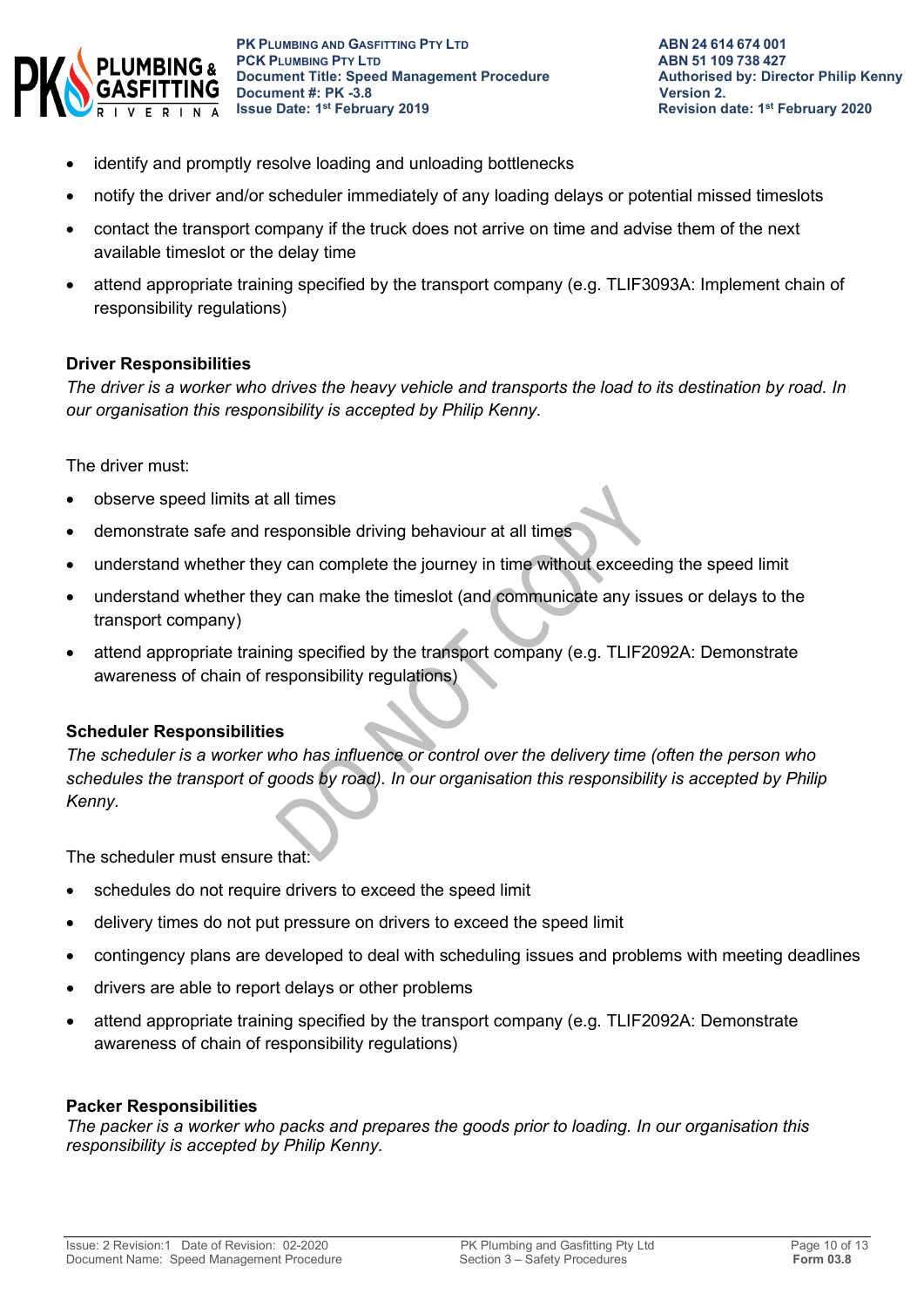- identify and promptly resolve loading and unloading bottlenecks
- notify the driver and/or scheduler immediately of any loading delays or potential missed timeslots
- contact the transport company if the truck does not arrive on time and advise them of the next available timeslot or the delay time
- attend appropriate training specified by the transport company (e.g. TLIF3093A: Implement chain of responsibility regulations)

**Driver Responsibilities**

*The driver is a worker who drives the heavy vehicle and transports the load to its destination by road. In our organisation this responsibility is accepted by Philip Kenny.*

The driver must:

- observe speed limits at all times
- demonstrate safe and responsible driving behaviour at all times
- understand whether they can complete the journey in time without exceeding the speed limit
- understand whether they can make the timeslot (and communicate any issues or delays to the transport company)
- attend appropriate training specified by the transport company (e.g. TLIF2092A: Demonstrate awareness of chain of responsibility regulations)

**Scheduler Responsibilities**

*The scheduler is a worker who has influence or control over the delivery time (often the person who schedules the transport of goods by road). In our organisation this responsibility is accepted by Philip Kenny.*

The scheduler must ensure that:

- schedules do not require drivers to exceed the speed limit
- delivery times do not put pressure on drivers to exceed the speed limit
- contingency plans are developed to deal with scheduling issues and problems with meeting deadlines
- drivers are able to report delays or other problems
- attend appropriate training specified by the transport company (e.g. TLIF2092A: Demonstrate awareness of chain of responsibility regulations)

**Packer Responsibilities**

*The packer is a worker who packs and prepares the goods prior to loading. In our organisation this responsibility is accepted by Philip Kenny.*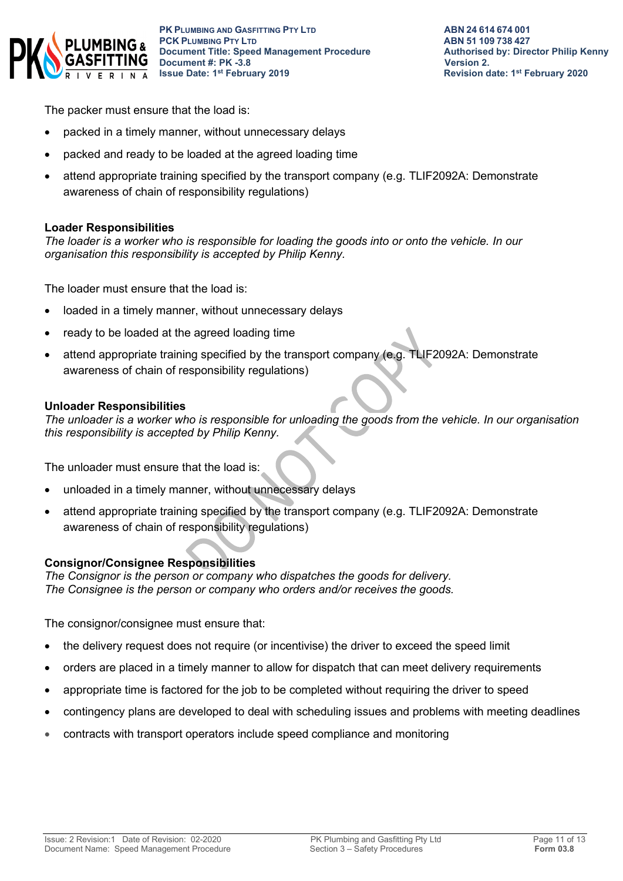The packer must ensure that the load is:

- packed in a timely manner, without unnecessary delays
- packed and ready to be loaded at the agreed loading time
- attend appropriate training specified by the transport company (e.g. TLIF2092A: Demonstrate awareness of chain of responsibility regulations)

**Loader Responsibilities**

*The loader is a worker who is responsible for loading the goods into or onto the vehicle. In our organisation this responsibility is accepted by Philip Kenny.*

The loader must ensure that the load is:

- loaded in a timely manner, without unnecessary delays
- ready to be loaded at the agreed loading time
- attend appropriate training specified by the transport company (e.g. TLIF2092A: Demonstrate awareness of chain of responsibility regulations)

**Unloader Responsibilities**

*The unloader is a worker who is responsible for unloading the goods from the vehicle. In our organisation this responsibility is accepted by Philip Kenny.*

The unloader must ensure that the load is:

- unloaded in a timely manner, without unnecessary delays
- attend appropriate training specified by the transport company (e.g. TLIF2092A: Demonstrate awareness of chain of responsibility regulations)

**Consignor/Consignee Responsibilities**

*The Consignor is the person or company who dispatches the goods for delivery.*
*The Consignee is the person or company who orders and/or receives the goods.*

The consignor/consignee must ensure that:

- the delivery request does not require (or incentivise) the driver to exceed the speed limit
- orders are placed in a timely manner to allow for dispatch that can meet delivery requirements
- appropriate time is factored for the job to be completed without requiring the driver to speed
- contingency plans are developed to deal with scheduling issues and problems with meeting deadlines
- contracts with transport operators include speed compliance and monitoring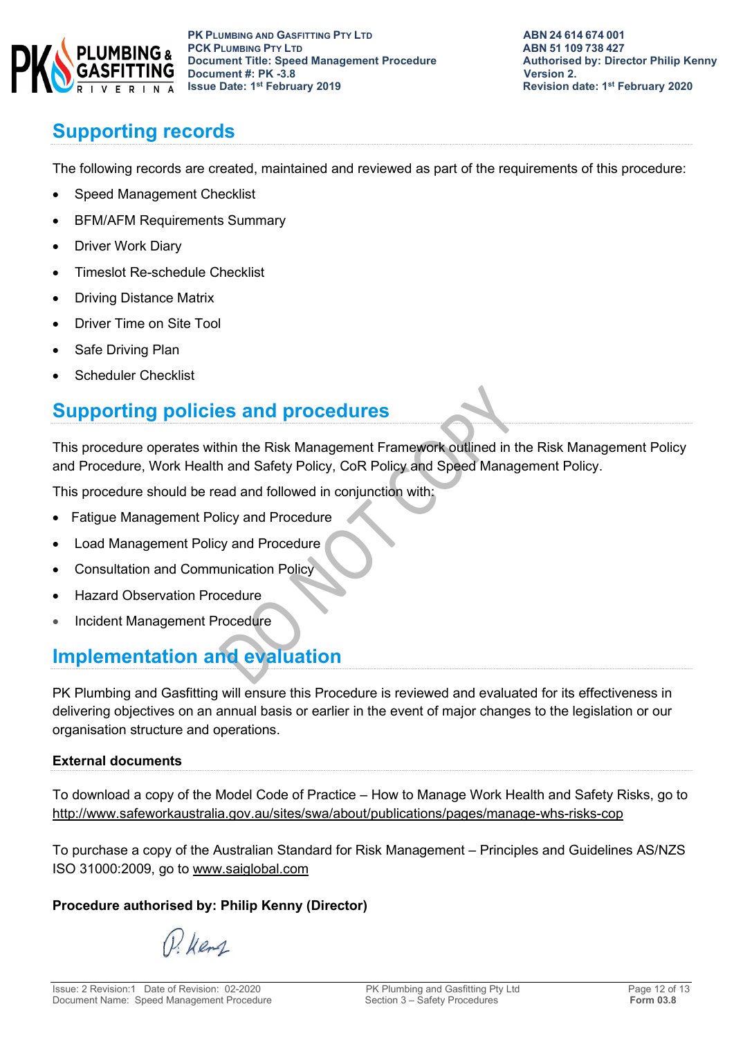## Supporting records

The following records are created, maintained and reviewed as part of the requirements of this procedure:

- Speed Management Checklist
- BFM/AFM Requirements Summary
- Driver Work Diary
- Timeslot Re-schedule Checklist
- Driving Distance Matrix
- Driver Time on Site Tool
- Safe Driving Plan
- Scheduler Checklist

## Supporting policies and procedures

This procedure operates within the Risk Management Framework outlined in the Risk Management Policy and Procedure, Work Health and Safety Policy, CoR Policy and Speed Management Policy.

This procedure should be read and followed in conjunction with:

- Fatigue Management Policy and Procedure
- Load Management Policy and Procedure
- Consultation and Communication Policy
- Hazard Observation Procedure
- Incident Management Procedure

## Implementation and evaluation

PK Plumbing and Gasfitting will ensure this Procedure is reviewed and evaluated for its effectiveness in delivering objectives on an annual basis or earlier in the event of major changes to the legislation or our organisation structure and operations.

### External documents

To download a copy of the Model Code of Practice – How to Manage Work Health and Safety Risks, go to http://www.safeworkaustralia.gov.au/sites/swa/about/publications/pages/manage-whs-risks-cop

To purchase a copy of the Australian Standard for Risk Management – Principles and Guidelines AS/NZS ISO 31000:2009, go to www.saiglobal.com

**Procedure authorised by: Philip Kenny (Director)**

P. Kenny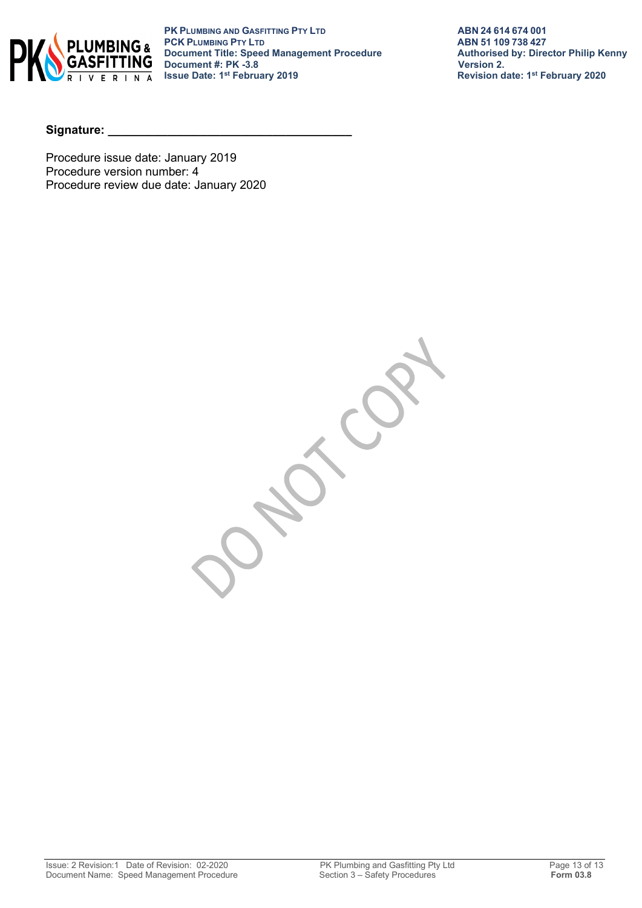**Signature: ____________________________________**

Procedure issue date: January 2019
Procedure version number: 4
Procedure review due date: January 2020